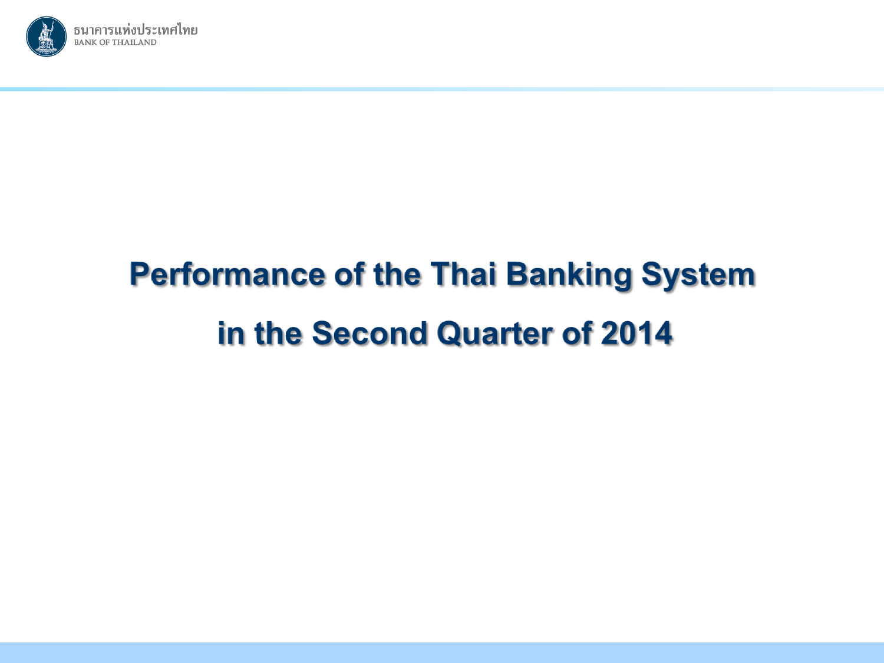ธนาคารแห่งประเทศไทย
BANK OF THAILAND

# Performance of the Thai Banking System in the Second Quarter of 2014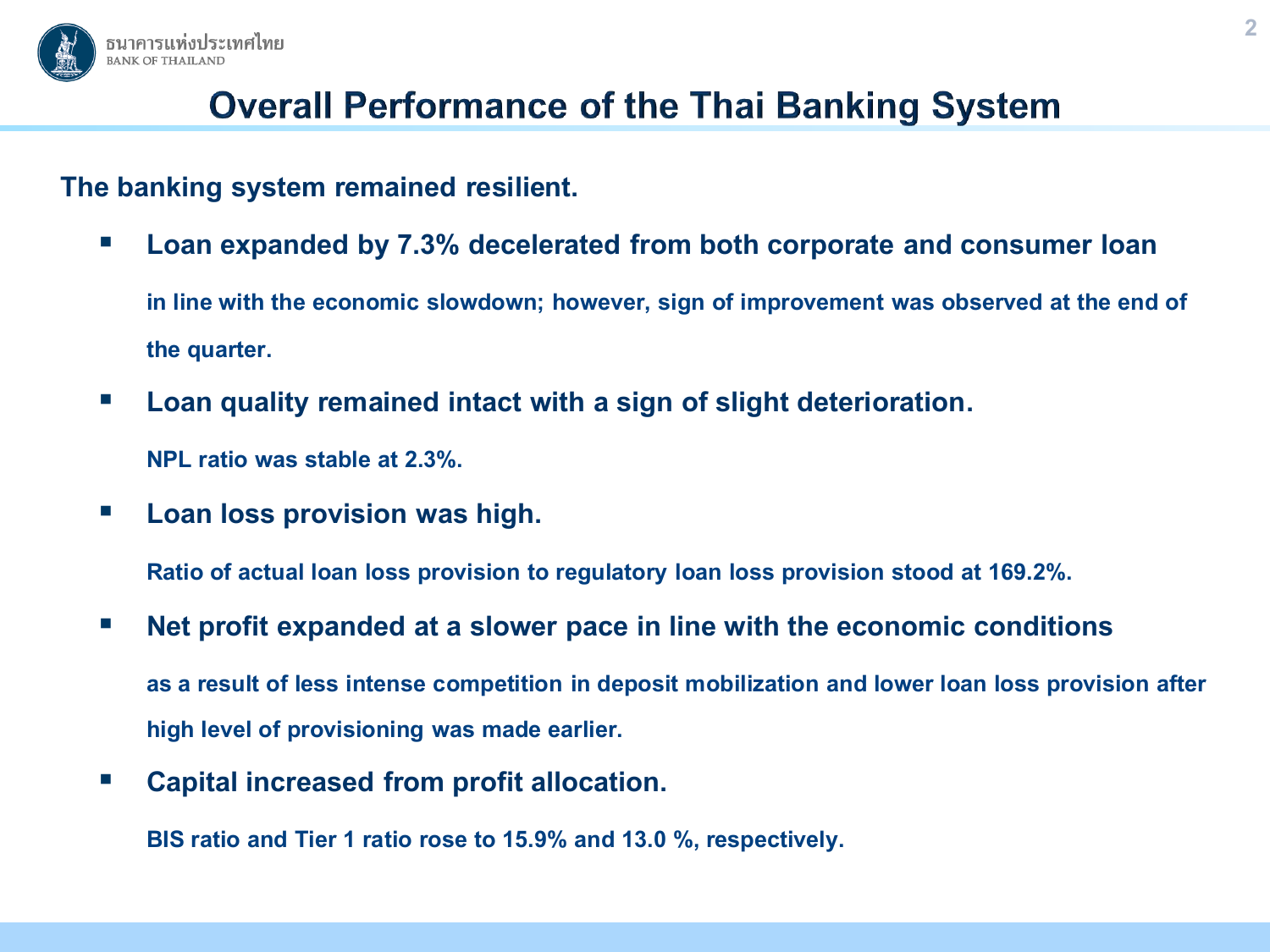# Overall Performance of the Thai Banking System

**The banking system remained resilient.**

- **Loan expanded by 7.3% decelerated from both corporate and consumer loan**

  **in line with the economic slowdown; however, sign of improvement was observed at the end of the quarter.**

- **Loan quality remained intact with a sign of slight deterioration.**

  **NPL ratio was stable at 2.3%.**

- **Loan loss provision was high.**

  **Ratio of actual loan loss provision to regulatory loan loss provision stood at 169.2%.**

- **Net profit expanded at a slower pace in line with the economic conditions**

  **as a result of less intense competition in deposit mobilization and lower loan loss provision after high level of provisioning was made earlier.**

- **Capital increased from profit allocation.**

  **BIS ratio and Tier 1 ratio rose to 15.9% and 13.0 %, respectively.**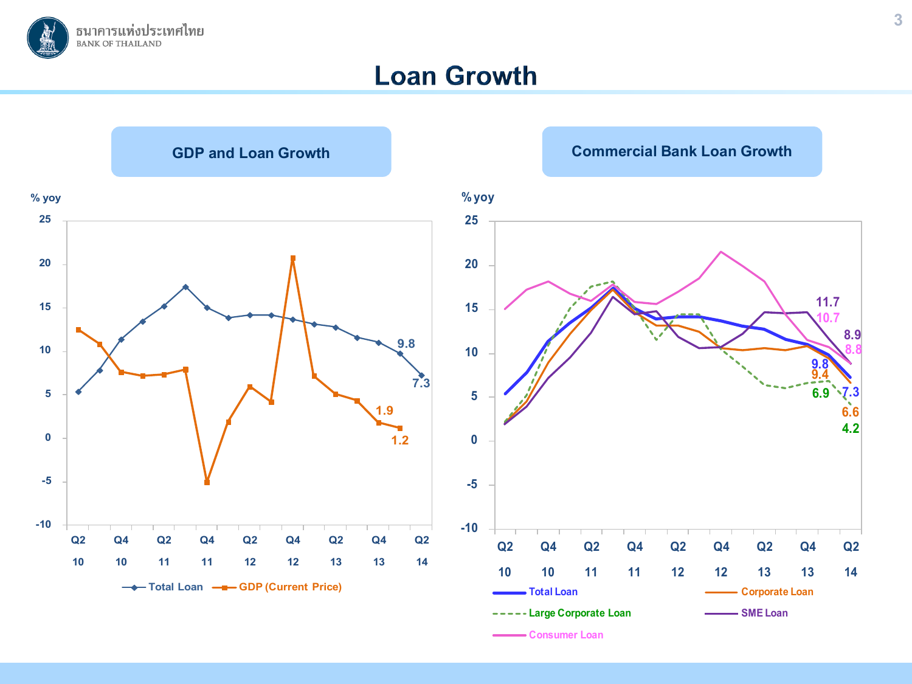# Loan Growth

## GDP and Loan Growth

% yoy

Total Loan: 9.8, 7.3

GDP (Current Price): 1.9, 1.2

Q2 10, Q4 10, Q2 11, Q4 11, Q2 12, Q4 12, Q2 13, Q4 13, Q2 14

## Commercial Bank Loan Growth

% yoy

Q4 13: SME Loan 11.7, Consumer Loan 10.7, Total Loan 9.8, Corporate Loan 9.4, Large Corporate Loan 6.9

Q2 14: SME Loan 8.9, Consumer Loan 8.8, Total Loan 7.3, Corporate Loan 6.6, Large Corporate Loan 4.2

Q2 10, Q4 10, Q2 11, Q4 11, Q2 12, Q4 12, Q2 13, Q4 13, Q2 14

Total Loan | Corporate Loan | Large Corporate Loan | SME Loan | Consumer Loan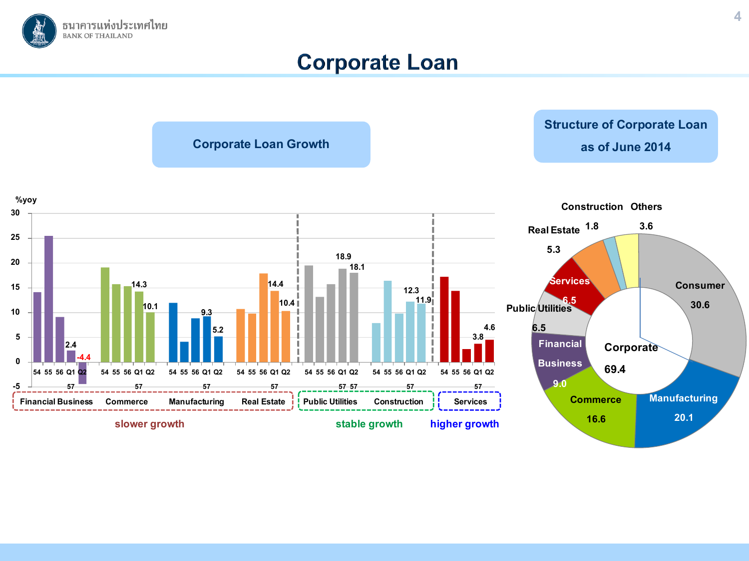# Corporate Loan

## Corporate Loan Growth

%yoy

| Sector | 54 | 55 | 56 | Q1 57 | Q2 57 |
|---|---|---|---|---|---|
| Financial Business | | | | 2.4 | -4.4 |
| Commerce | | | | 14.3 | 10.1 |
| Manufacturing | | | | 9.3 | 5.2 |
| Real Estate | | | | 14.4 | 10.4 |
| Public Utilities | | | | 18.9 | 18.1 |
| Construction | | | | 12.3 | 11.9 |
| Services | | | | 3.8 | 4.6 |

Financial Business, Commerce, Manufacturing, Real Estate: **slower growth**

Public Utilities, Construction: **stable growth**

Services: **higher growth**

## Structure of Corporate Loan as of June 2014

| Category | Share |
|---|---|
| Consumer | 30.6 |
| Corporate | 69.4 |
| Manufacturing | 20.1 |
| Commerce | 16.6 |
| Financial Business | 9.0 |
| Public Utilities | 6.5 |
| Services | 6.5 |
| Real Estate | 5.3 |
| Construction | 1.8 |
| Others | 3.6 |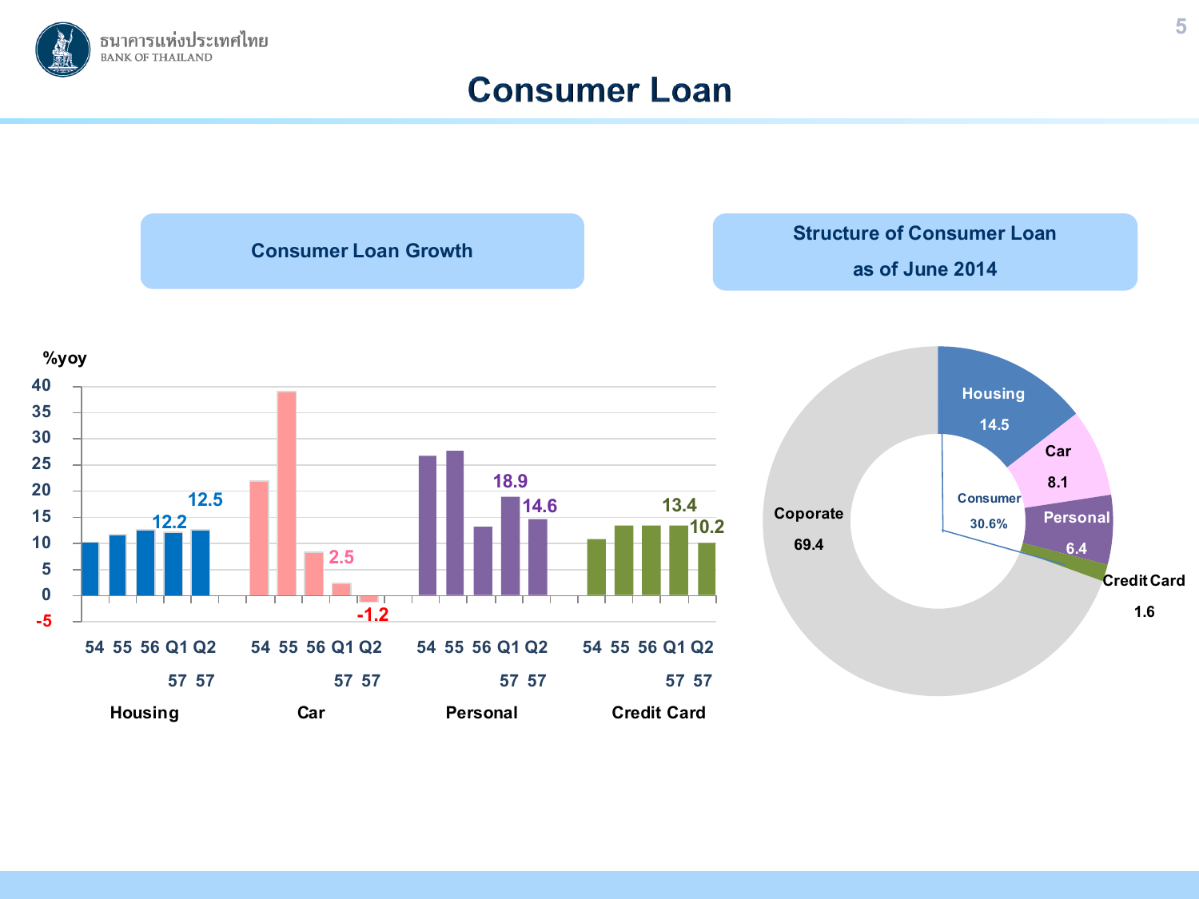# Consumer Loan

## Consumer Loan Growth

%yoy

| | 54 | 55 | 56 | Q1 57 | Q2 57 |
|---|---|---|---|---|---|
| Housing | | | | 12.2 | 12.5 |
| Car | | | | 2.5 | -1.2 |
| Personal | | | | 18.9 | 14.6 |
| Credit Card | | | | 13.4 | 10.2 |

## Structure of Consumer Loan as of June 2014

| Category | % |
|---|---|
| Housing | 14.5 |
| Car | 8.1 |
| Personal | 6.4 |
| Credit Card | 1.6 |
| Coporate | 69.4 |

Consumer 30.6%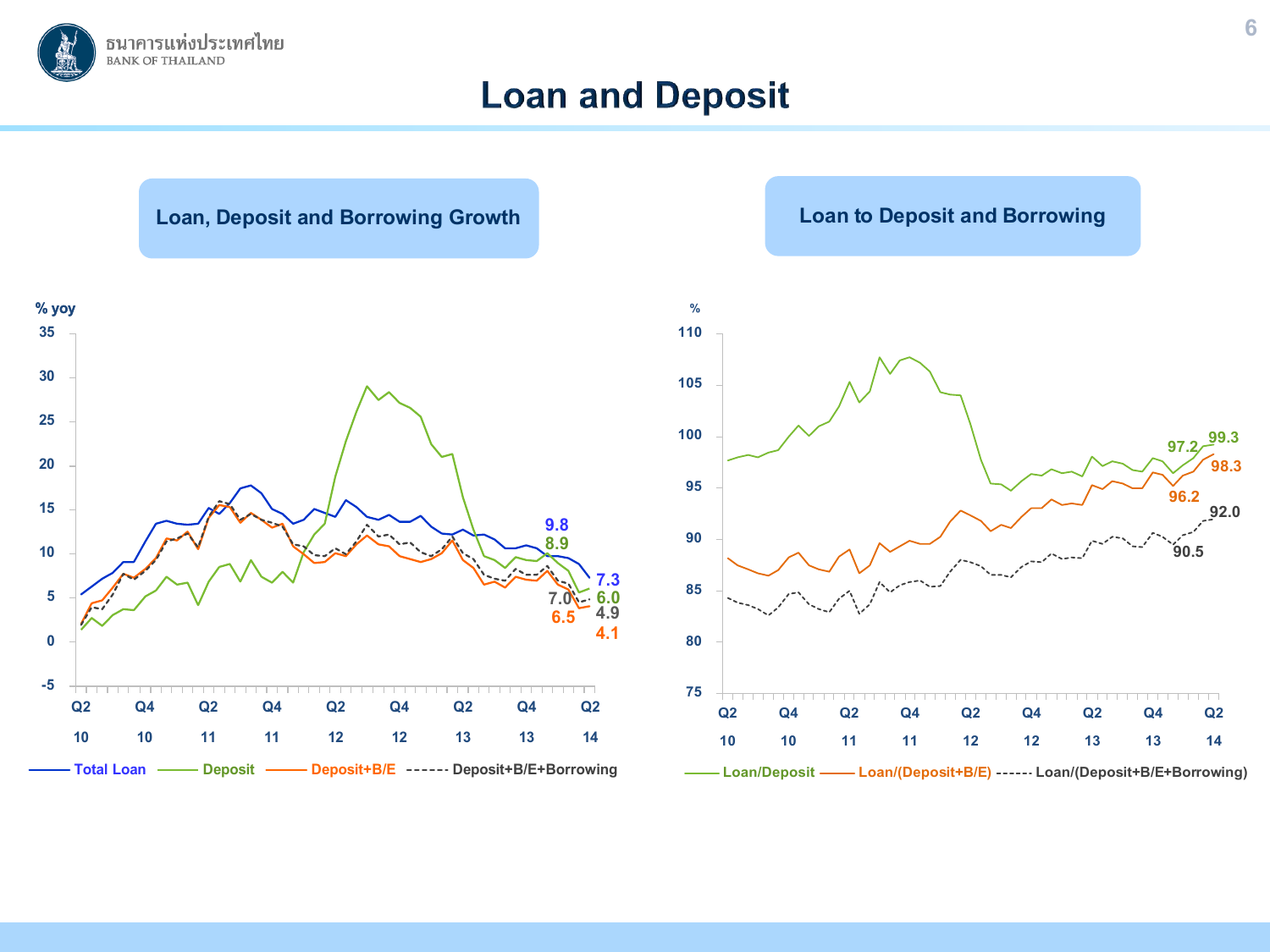# Loan and Deposit

## Loan, Deposit and Borrowing Growth

% yoy

Y-axis: -5, 0, 5, 10, 15, 20, 25, 30, 35

X-axis: Q2 10, Q4 10, Q2 11, Q4 11, Q2 12, Q4 12, Q2 13, Q4 13, Q2 14

Labels: 9.8, 8.9, 7.0, 6.5, 7.3, 6.0, 4.9, 4.1

Legend: Total Loan, Deposit, Deposit+B/E, Deposit+B/E+Borrowing

## Loan to Deposit and Borrowing

%

Y-axis: 75, 80, 85, 90, 95, 100, 105, 110

X-axis: Q2 10, Q4 10, Q2 11, Q4 11, Q2 12, Q4 12, Q2 13, Q4 13, Q2 14

Labels: 97.2, 99.3, 98.3, 96.2, 92.0, 90.5

Legend: Loan/Deposit, Loan/(Deposit+B/E), Loan/(Deposit+B/E+Borrowing)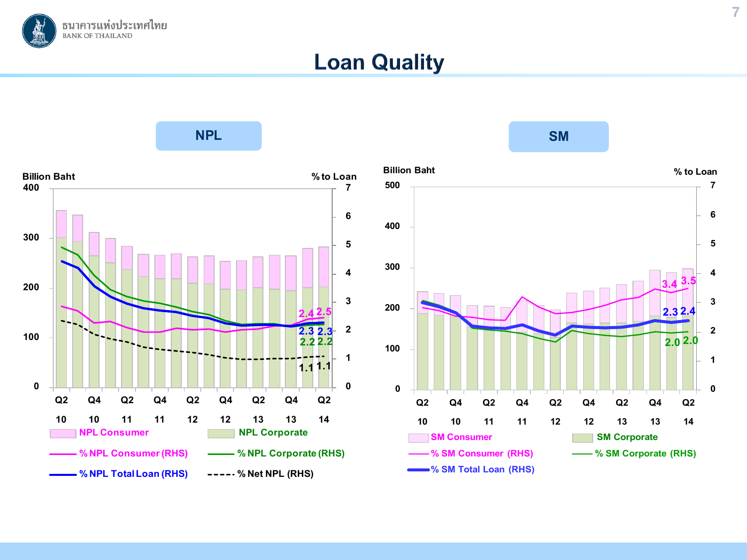# Loan Quality

## NPL

Billion Baht | % to Loan

Q2 10, Q4 10, Q2 11, Q4 11, Q2 12, Q4 12, Q2 13, Q4 13, Q2 14

2.4 2.5
2.3 2.3
2.2 2.2
1.1 1.1

- NPL Consumer
- NPL Corporate
- % NPL Consumer (RHS)
- % NPL Corporate (RHS)
- % NPL Total Loan (RHS)
- % Net NPL (RHS)

## SM

Billion Baht | % to Loan

Q2 10, Q4 10, Q2 11, Q4 11, Q2 12, Q4 12, Q2 13, Q4 13, Q2 14

3.4 3.5
2.3 2.4
2.0 2.0

- SM Consumer
- SM Corporate
- % SM Consumer (RHS)
- % SM Corporate (RHS)
- % SM Total Loan (RHS)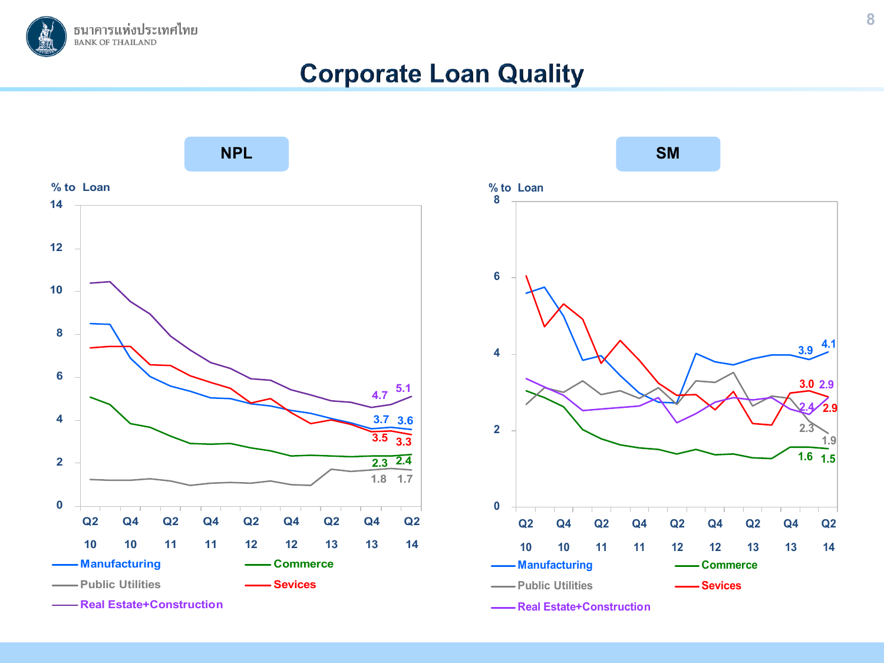# Corporate Loan Quality

## NPL

% to Loan

| Sector | Q4 13 | Q2 14 |
|---|---|---|
| Real Estate+Construction | 4.7 | 5.1 |
| Manufacturing | 3.7 | 3.6 |
| Sevices | 3.5 | 3.3 |
| Commerce | 2.3 | 2.4 |
| Public Utilities | 1.8 | 1.7 |

## SM

% to Loan

| Sector | Q4 13 | Q2 14 |
|---|---|---|
| Manufacturing | 3.9 | 4.1 |
| Sevices | 3.0 | 2.9 |
| Real Estate+Construction | 2.4 | 2.9 |
| Public Utilities | 2.3 | 1.9 |
| Commerce | 1.6 | 1.5 |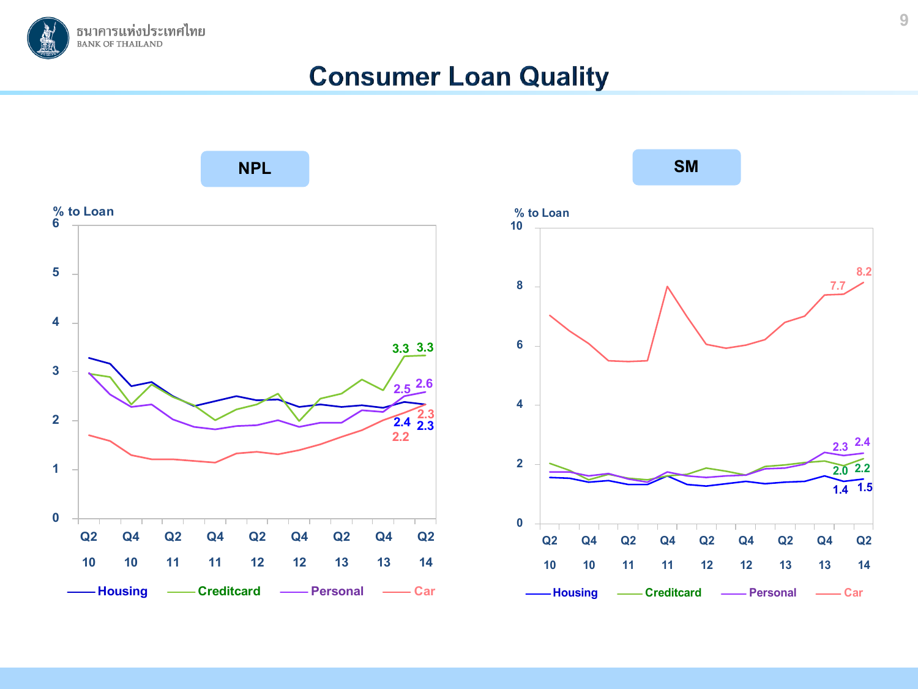ธนาคารแห่งประเทศไทย
BANK OF THAILAND

# Consumer Loan Quality

## NPL

% to Loan

| | Housing | Creditcard | Personal | Car |
|---|---|---|---|---|
| Q1 14 | 2.4 | 3.3 | 2.5 | 2.2 |
| Q2 14 | 2.3 | 3.3 | 2.6 | 2.3 |

## SM

% to Loan

| | Housing | Creditcard | Personal | Car |
|---|---|---|---|---|
| Q1 14 | 1.4 | 2.0 | 2.3 | 7.7 |
| Q2 14 | 1.5 | 2.2 | 2.4 | 8.2 |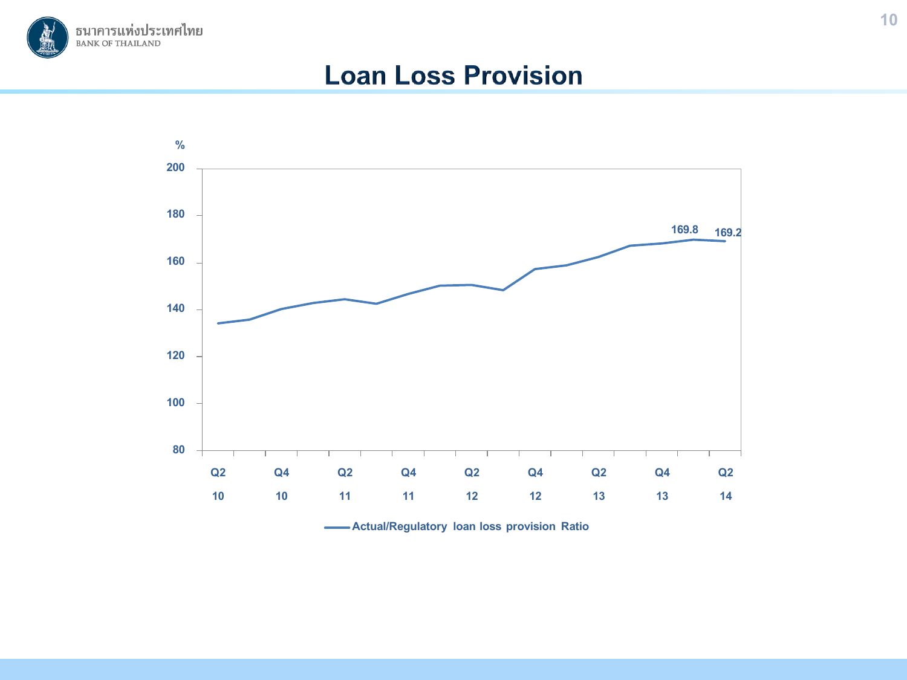# Loan Loss Provision

%

200

180

160

140

120

100

80

169.8

169.2

Q2 10 | Q4 10 | Q2 11 | Q4 11 | Q2 12 | Q4 12 | Q2 13 | Q4 13 | Q2 14

Actual/Regulatory loan loss provision Ratio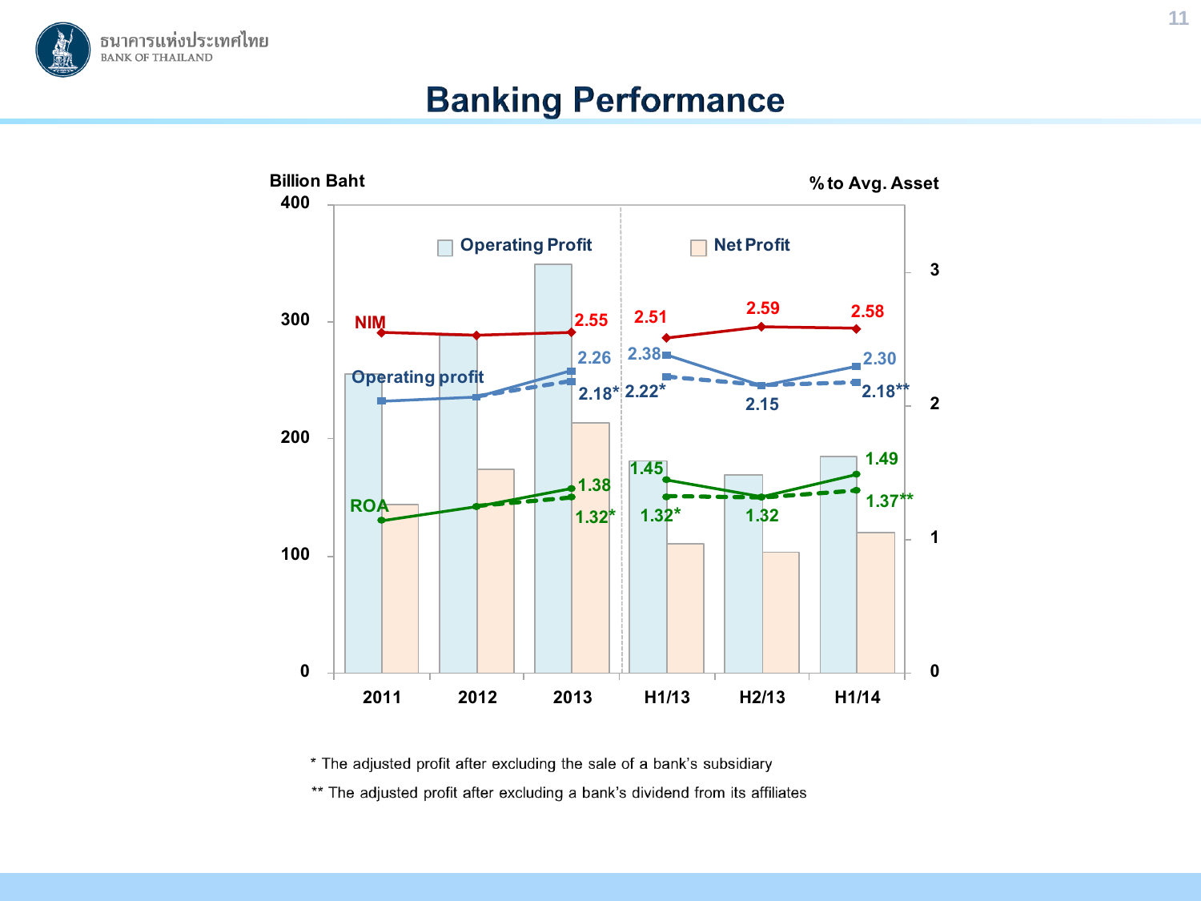# Banking Performance

Billion Baht | % to Avg. Asset

| | 2011 | 2012 | 2013 | H1/13 | H2/13 | H1/14 |
|---|---|---|---|---|---|---|
| NIM | | | 2.55 | 2.51 | 2.59 | 2.58 |
| Operating profit | | | 2.26 | 2.38 | 2.15 | 2.30 |
| Operating profit (adjusted) | | | 2.18* | 2.22* | | 2.18** |
| ROA | | | 1.38 | 1.45 | 1.32 | 1.49 |
| ROA (adjusted) | | | 1.32* | 1.32* | | 1.37** |

Legend: Operating Profit, Net Profit

\* The adjusted profit after excluding the sale of a bank's subsidiary

\*\* The adjusted profit after excluding a bank's dividend from its affiliates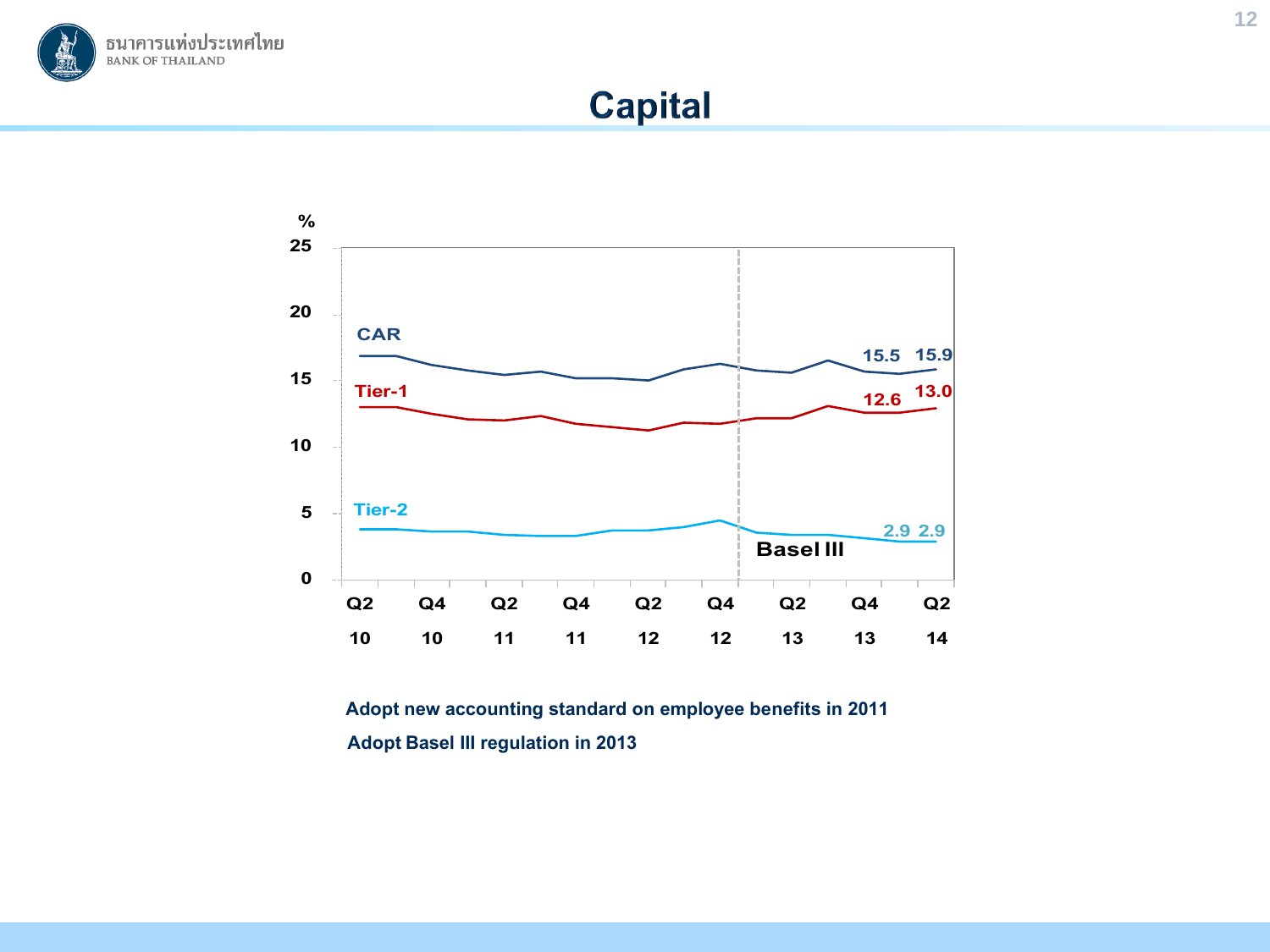# Capital

%

25

20

15

10

5

0

CAR

Tier-1

Tier-2

15.5 15.9

12.6 13.0

2.9 2.9

Basel III

Q2 10 | Q4 10 | Q2 11 | Q4 11 | Q2 12 | Q4 12 | Q2 13 | Q4 13 | Q2 14

**Adopt new accounting standard on employee benefits in 2011**

**Adopt Basel III regulation in 2013**